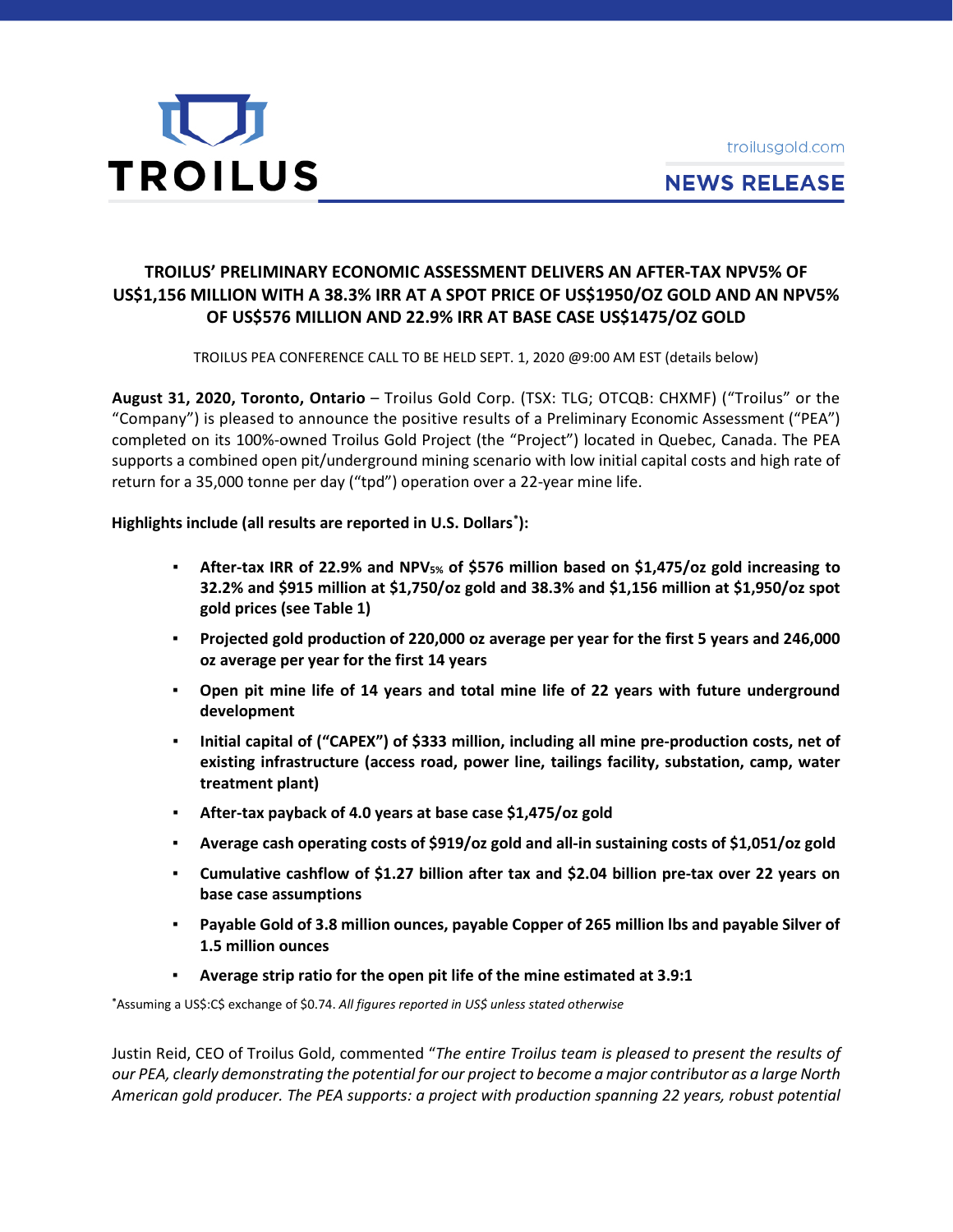troilusgold.com

**NEWS RELEASE**

# TROILUS' PRELIMINARY ECONOMIC ASSESSMENT DELIVERS AN AFTER-TAX NPV5% OF US$1,156 MILLION WITH A 38.3% IRR AT A SPOT PRICE OF US$1950/OZ GOLD AND AN NPV5% OF US$576 MILLION AND 22.9% IRR AT BASE CASE US$1475/OZ GOLD

TROILUS PEA CONFERENCE CALL TO BE HELD SEPT. 1, 2020 @9:00 AM EST (details below)

**August 31, 2020, Toronto, Ontario** – Troilus Gold Corp. (TSX: TLG; OTCQB: CHXMF) ("Troilus" or the "Company") is pleased to announce the positive results of a Preliminary Economic Assessment ("PEA") completed on its 100%-owned Troilus Gold Project (the "Project") located in Quebec, Canada. The PEA supports a combined open pit/underground mining scenario with low initial capital costs and high rate of return for a 35,000 tonne per day ("tpd") operation over a 22-year mine life.

**Highlights include (all results are reported in U.S. Dollars\*):**

- **After-tax IRR of 22.9% and $NPV_{5\%}$ of $576 million based on $1,475/oz gold increasing to 32.2% and $915 million at $1,750/oz gold and 38.3% and $1,156 million at $1,950/oz spot gold prices (see Table 1)**
- **Projected gold production of 220,000 oz average per year for the first 5 years and 246,000 oz average per year for the first 14 years**
- **Open pit mine life of 14 years and total mine life of 22 years with future underground development**
- **Initial capital of ("CAPEX") of $333 million, including all mine pre-production costs, net of existing infrastructure (access road, power line, tailings facility, substation, camp, water treatment plant)**
- **After-tax payback of 4.0 years at base case $1,475/oz gold**
- **Average cash operating costs of $919/oz gold and all-in sustaining costs of $1,051/oz gold**
- **Cumulative cashflow of $1.27 billion after tax and $2.04 billion pre-tax over 22 years on base case assumptions**
- **Payable Gold of 3.8 million ounces, payable Copper of 265 million lbs and payable Silver of 1.5 million ounces**
- **Average strip ratio for the open pit life of the mine estimated at 3.9:1**

\*Assuming a US$:C$ exchange of $0.74. *All figures reported in US$ unless stated otherwise*

Justin Reid, CEO of Troilus Gold, commented "*The entire Troilus team is pleased to present the results of our PEA, clearly demonstrating the potential for our project to become a major contributor as a large North American gold producer. The PEA supports: a project with production spanning 22 years, robust potential*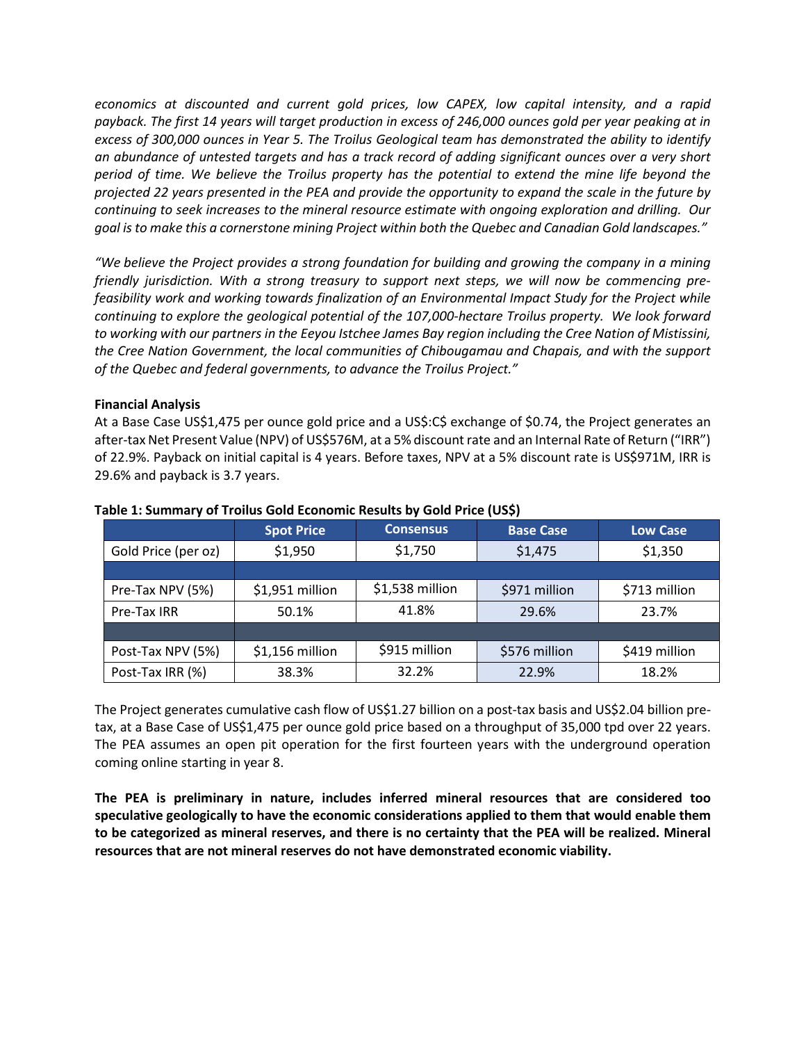*economics at discounted and current gold prices, low CAPEX, low capital intensity, and a rapid payback. The first 14 years will target production in excess of 246,000 ounces gold per year peaking at in excess of 300,000 ounces in Year 5. The Troilus Geological team has demonstrated the ability to identify an abundance of untested targets and has a track record of adding significant ounces over a very short period of time. We believe the Troilus property has the potential to extend the mine life beyond the projected 22 years presented in the PEA and provide the opportunity to expand the scale in the future by continuing to seek increases to the mineral resource estimate with ongoing exploration and drilling. Our goal is to make this a cornerstone mining Project within both the Quebec and Canadian Gold landscapes."*

*"We believe the Project provides a strong foundation for building and growing the company in a mining friendly jurisdiction. With a strong treasury to support next steps, we will now be commencing pre-feasibility work and working towards finalization of an Environmental Impact Study for the Project while continuing to explore the geological potential of the 107,000-hectare Troilus property. We look forward to working with our partners in the Eeyou Istchee James Bay region including the Cree Nation of Mistissini, the Cree Nation Government, the local communities of Chibougamau and Chapais, and with the support of the Quebec and federal governments, to advance the Troilus Project."*

**Financial Analysis**

At a Base Case US$1,475 per ounce gold price and a US$:C$ exchange of $0.74, the Project generates an after-tax Net Present Value (NPV) of US$576M, at a 5% discount rate and an Internal Rate of Return ("IRR") of 22.9%. Payback on initial capital is 4 years. Before taxes, NPV at a 5% discount rate is US$971M, IRR is 29.6% and payback is 3.7 years.

**Table 1: Summary of Troilus Gold Economic Results by Gold Price (US$)**

| | Spot Price | Consensus | Base Case | Low Case |
|---|---|---|---|---|
| Gold Price (per oz) | $1,950 | $1,750 | $1,475 | $1,350 |
| | | | | |
| Pre-Tax NPV (5%) | $1,951 million | $1,538 million | $971 million | $713 million |
| Pre-Tax IRR | 50.1% | 41.8% | 29.6% | 23.7% |
| | | | | |
| Post-Tax NPV (5%) | $1,156 million | $915 million | $576 million | $419 million |
| Post-Tax IRR (%) | 38.3% | 32.2% | 22.9% | 18.2% |

The Project generates cumulative cash flow of US$1.27 billion on a post-tax basis and US$2.04 billion pre-tax, at a Base Case of US$1,475 per ounce gold price based on a throughput of 35,000 tpd over 22 years. The PEA assumes an open pit operation for the first fourteen years with the underground operation coming online starting in year 8.

**The PEA is preliminary in nature, includes inferred mineral resources that are considered too speculative geologically to have the economic considerations applied to them that would enable them to be categorized as mineral reserves, and there is no certainty that the PEA will be realized. Mineral resources that are not mineral reserves do not have demonstrated economic viability.**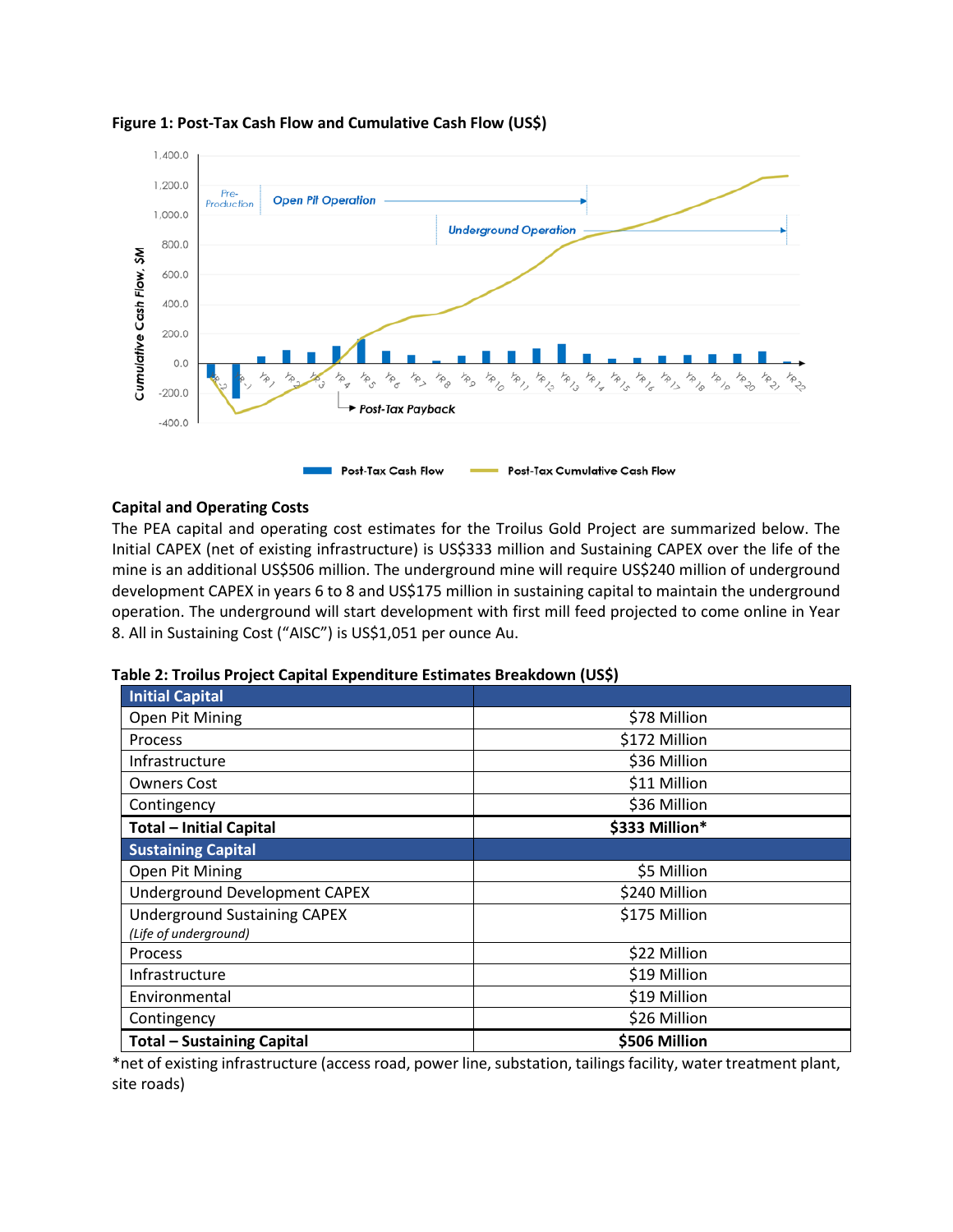**Figure 1: Post-Tax Cash Flow and Cumulative Cash Flow (US$)**

### Capital and Operating Costs

The PEA capital and operating cost estimates for the Troilus Gold Project are summarized below. The Initial CAPEX (net of existing infrastructure) is US$333 million and Sustaining CAPEX over the life of the mine is an additional US$506 million. The underground mine will require US$240 million of underground development CAPEX in years 6 to 8 and US$175 million in sustaining capital to maintain the underground operation. The underground will start development with first mill feed projected to come online in Year 8. All in Sustaining Cost ("AISC") is US$1,051 per ounce Au.

**Table 2: Troilus Project Capital Expenditure Estimates Breakdown (US$)**

| **Initial Capital** | |
|---|---|
| Open Pit Mining | $78 Million |
| Process | $172 Million |
| Infrastructure | $36 Million |
| Owners Cost | $11 Million |
| Contingency | $36 Million |
| **Total – Initial Capital** | **$333 Million*** |
| **Sustaining Capital** | |
| Open Pit Mining | $5 Million |
| Underground Development CAPEX | $240 Million |
| Underground Sustaining CAPEX *(Life of underground)* | $175 Million |
| Process | $22 Million |
| Infrastructure | $19 Million |
| Environmental | $19 Million |
| Contingency | $26 Million |
| **Total – Sustaining Capital** | **$506 Million** |

*net of existing infrastructure (access road, power line, substation, tailings facility, water treatment plant, site roads)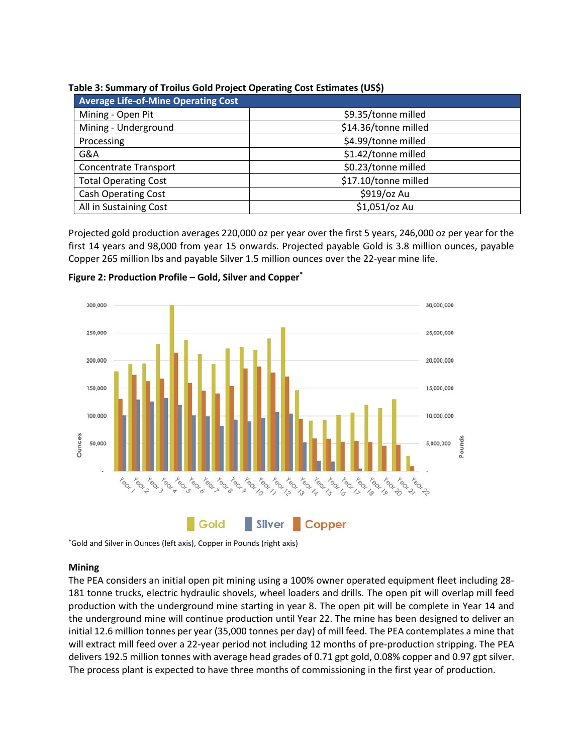**Table 3: Summary of Troilus Gold Project Operating Cost Estimates (US$)**

| Average Life-of-Mine Operating Cost | |
|---|---|
| Mining - Open Pit | $9.35/tonne milled |
| Mining - Underground | $14.36/tonne milled |
| Processing | $4.99/tonne milled |
| G&A | $1.42/tonne milled |
| Concentrate Transport | $0.23/tonne milled |
| Total Operating Cost | $17.10/tonne milled |
| Cash Operating Cost | $919/oz Au |
| All in Sustaining Cost | $1,051/oz Au |

Projected gold production averages 220,000 oz per year over the first 5 years, 246,000 oz per year for the first 14 years and 98,000 from year 15 onwards. Projected payable Gold is 3.8 million ounces, payable Copper 265 million lbs and payable Silver 1.5 million ounces over the 22-year mine life.

**Figure 2: Production Profile – Gold, Silver and Copper***

*Gold and Silver in Ounces (left axis), Copper in Pounds (right axis)

**Mining**

The PEA considers an initial open pit mining using a 100% owner operated equipment fleet including 28-181 tonne trucks, electric hydraulic shovels, wheel loaders and drills. The open pit will overlap mill feed production with the underground mine starting in year 8. The open pit will be complete in Year 14 and the underground mine will continue production until Year 22. The mine has been designed to deliver an initial 12.6 million tonnes per year (35,000 tonnes per day) of mill feed. The PEA contemplates a mine that will extract mill feed over a 22-year period not including 12 months of pre-production stripping. The PEA delivers 192.5 million tonnes with average head grades of 0.71 gpt gold, 0.08% copper and 0.97 gpt silver. The process plant is expected to have three months of commissioning in the first year of production.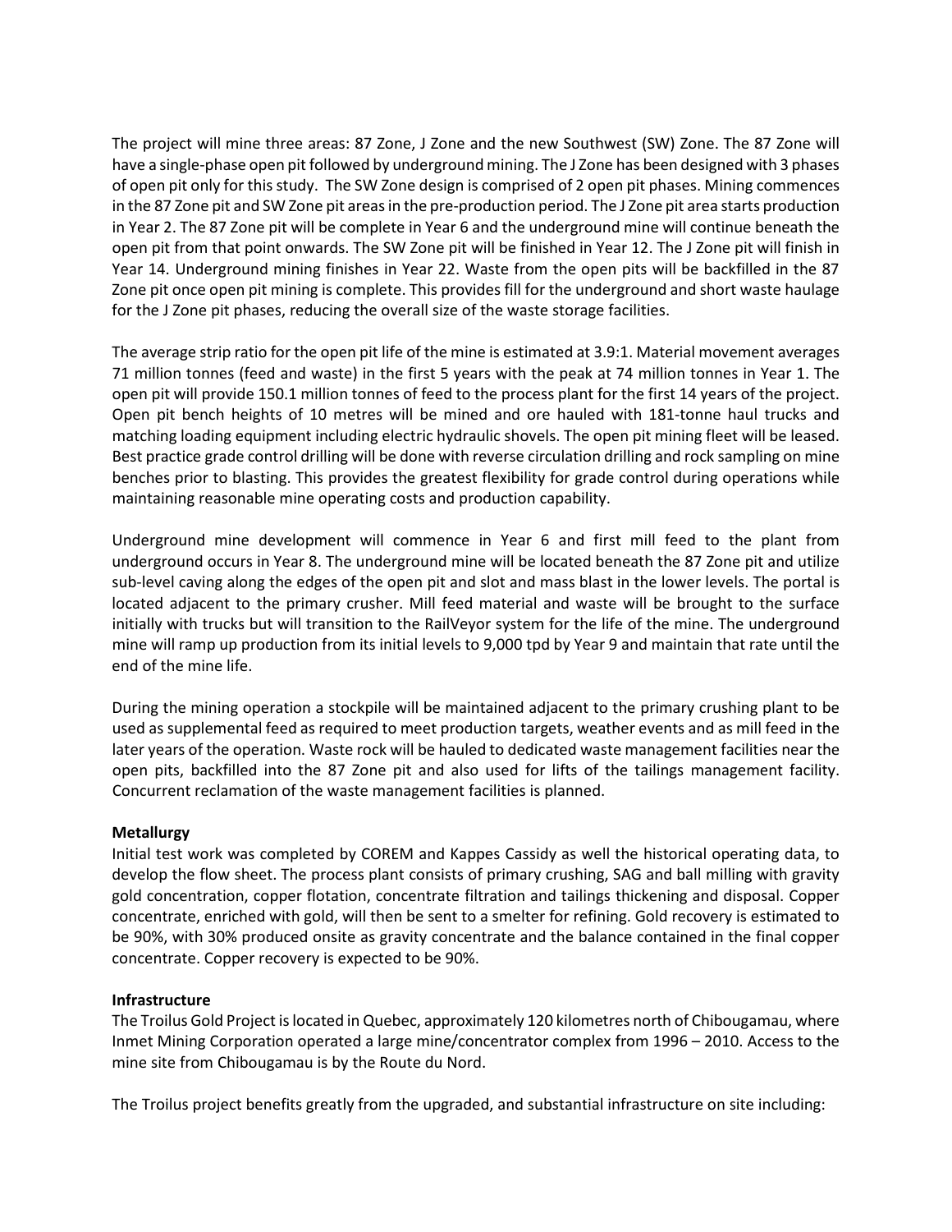The project will mine three areas: 87 Zone, J Zone and the new Southwest (SW) Zone. The 87 Zone will have a single-phase open pit followed by underground mining. The J Zone has been designed with 3 phases of open pit only for this study. The SW Zone design is comprised of 2 open pit phases. Mining commences in the 87 Zone pit and SW Zone pit areas in the pre-production period. The J Zone pit area starts production in Year 2. The 87 Zone pit will be complete in Year 6 and the underground mine will continue beneath the open pit from that point onwards. The SW Zone pit will be finished in Year 12. The J Zone pit will finish in Year 14. Underground mining finishes in Year 22. Waste from the open pits will be backfilled in the 87 Zone pit once open pit mining is complete. This provides fill for the underground and short waste haulage for the J Zone pit phases, reducing the overall size of the waste storage facilities.

The average strip ratio for the open pit life of the mine is estimated at 3.9:1. Material movement averages 71 million tonnes (feed and waste) in the first 5 years with the peak at 74 million tonnes in Year 1. The open pit will provide 150.1 million tonnes of feed to the process plant for the first 14 years of the project. Open pit bench heights of 10 metres will be mined and ore hauled with 181-tonne haul trucks and matching loading equipment including electric hydraulic shovels. The open pit mining fleet will be leased. Best practice grade control drilling will be done with reverse circulation drilling and rock sampling on mine benches prior to blasting. This provides the greatest flexibility for grade control during operations while maintaining reasonable mine operating costs and production capability.

Underground mine development will commence in Year 6 and first mill feed to the plant from underground occurs in Year 8. The underground mine will be located beneath the 87 Zone pit and utilize sub-level caving along the edges of the open pit and slot and mass blast in the lower levels. The portal is located adjacent to the primary crusher. Mill feed material and waste will be brought to the surface initially with trucks but will transition to the RailVeyor system for the life of the mine. The underground mine will ramp up production from its initial levels to 9,000 tpd by Year 9 and maintain that rate until the end of the mine life.

During the mining operation a stockpile will be maintained adjacent to the primary crushing plant to be used as supplemental feed as required to meet production targets, weather events and as mill feed in the later years of the operation. Waste rock will be hauled to dedicated waste management facilities near the open pits, backfilled into the 87 Zone pit and also used for lifts of the tailings management facility. Concurrent reclamation of the waste management facilities is planned.

**Metallurgy**

Initial test work was completed by COREM and Kappes Cassidy as well the historical operating data, to develop the flow sheet. The process plant consists of primary crushing, SAG and ball milling with gravity gold concentration, copper flotation, concentrate filtration and tailings thickening and disposal. Copper concentrate, enriched with gold, will then be sent to a smelter for refining. Gold recovery is estimated to be 90%, with 30% produced onsite as gravity concentrate and the balance contained in the final copper concentrate. Copper recovery is expected to be 90%.

**Infrastructure**

The Troilus Gold Project is located in Quebec, approximately 120 kilometres north of Chibougamau, where Inmet Mining Corporation operated a large mine/concentrator complex from 1996 – 2010. Access to the mine site from Chibougamau is by the Route du Nord.

The Troilus project benefits greatly from the upgraded, and substantial infrastructure on site including: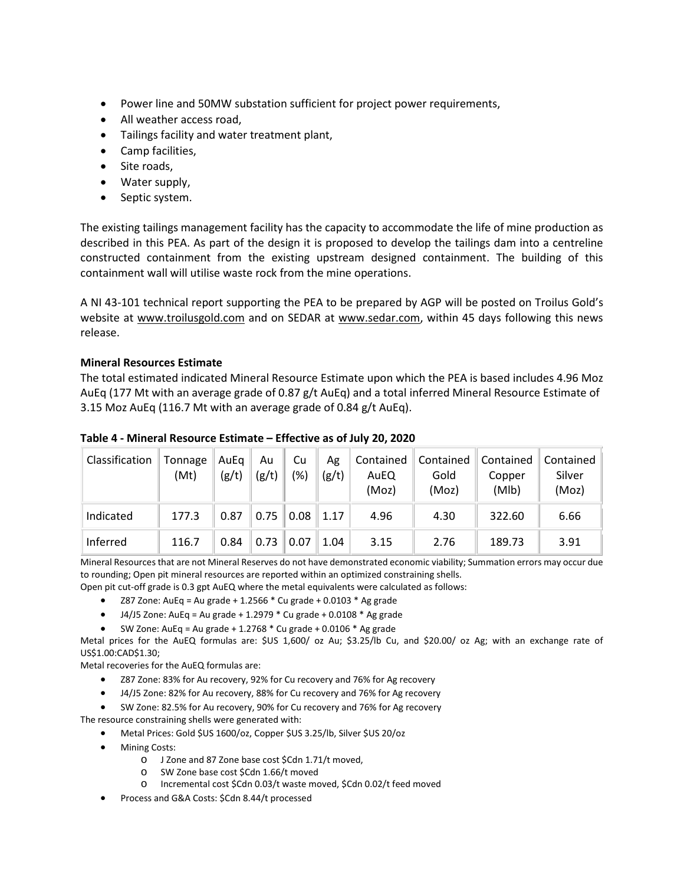- Power line and 50MW substation sufficient for project power requirements,
- All weather access road,
- Tailings facility and water treatment plant,
- Camp facilities,
- Site roads,
- Water supply,
- Septic system.

The existing tailings management facility has the capacity to accommodate the life of mine production as described in this PEA. As part of the design it is proposed to develop the tailings dam into a centreline constructed containment from the existing upstream designed containment. The building of this containment wall will utilise waste rock from the mine operations.

A NI 43-101 technical report supporting the PEA to be prepared by AGP will be posted on Troilus Gold's website at www.troilusgold.com and on SEDAR at www.sedar.com, within 45 days following this news release.

**Mineral Resources Estimate**

The total estimated indicated Mineral Resource Estimate upon which the PEA is based includes 4.96 Moz AuEq (177 Mt with an average grade of 0.87 g/t AuEq) and a total inferred Mineral Resource Estimate of 3.15 Moz AuEq (116.7 Mt with an average grade of 0.84 g/t AuEq).

**Table 4 - Mineral Resource Estimate – Effective as of July 20, 2020**

| Classification | Tonnage (Mt) | AuEq (g/t) | Au (g/t) | Cu (%) | Ag (g/t) | Contained AuEQ (Moz) | Contained Gold (Moz) | Contained Copper (Mlb) | Contained Silver (Moz) |
|---|---|---|---|---|---|---|---|---|---|
| Indicated | 177.3 | 0.87 | 0.75 | 0.08 | 1.17 | 4.96 | 4.30 | 322.60 | 6.66 |
| Inferred | 116.7 | 0.84 | 0.73 | 0.07 | 1.04 | 3.15 | 2.76 | 189.73 | 3.91 |

Mineral Resources that are not Mineral Reserves do not have demonstrated economic viability; Summation errors may occur due to rounding; Open pit mineral resources are reported within an optimized constraining shells.

Open pit cut-off grade is 0.3 gpt AuEQ where the metal equivalents were calculated as follows:

- Z87 Zone: AuEq = Au grade + 1.2566 * Cu grade + 0.0103 * Ag grade
- J4/J5 Zone: AuEq = Au grade + 1.2979 * Cu grade + 0.0108 * Ag grade
- SW Zone: AuEq = Au grade + 1.2768 * Cu grade + 0.0106 * Ag grade

Metal prices for the AuEQ formulas are: $US 1,600/ oz Au; $3.25/lb Cu, and $20.00/ oz Ag; with an exchange rate of US$1.00:CAD$1.30;

Metal recoveries for the AuEQ formulas are:

- Z87 Zone: 83% for Au recovery, 92% for Cu recovery and 76% for Ag recovery
- J4/J5 Zone: 82% for Au recovery, 88% for Cu recovery and 76% for Ag recovery
- SW Zone: 82.5% for Au recovery, 90% for Cu recovery and 76% for Ag recovery

The resource constraining shells were generated with:

- Metal Prices: Gold $US 1600/oz, Copper $US 3.25/lb, Silver $US 20/oz
- Mining Costs:
  - J Zone and 87 Zone base cost $Cdn 1.71/t moved,
  - SW Zone base cost $Cdn 1.66/t moved
  - Incremental cost $Cdn 0.03/t waste moved, $Cdn 0.02/t feed moved
- Process and G&A Costs: $Cdn 8.44/t processed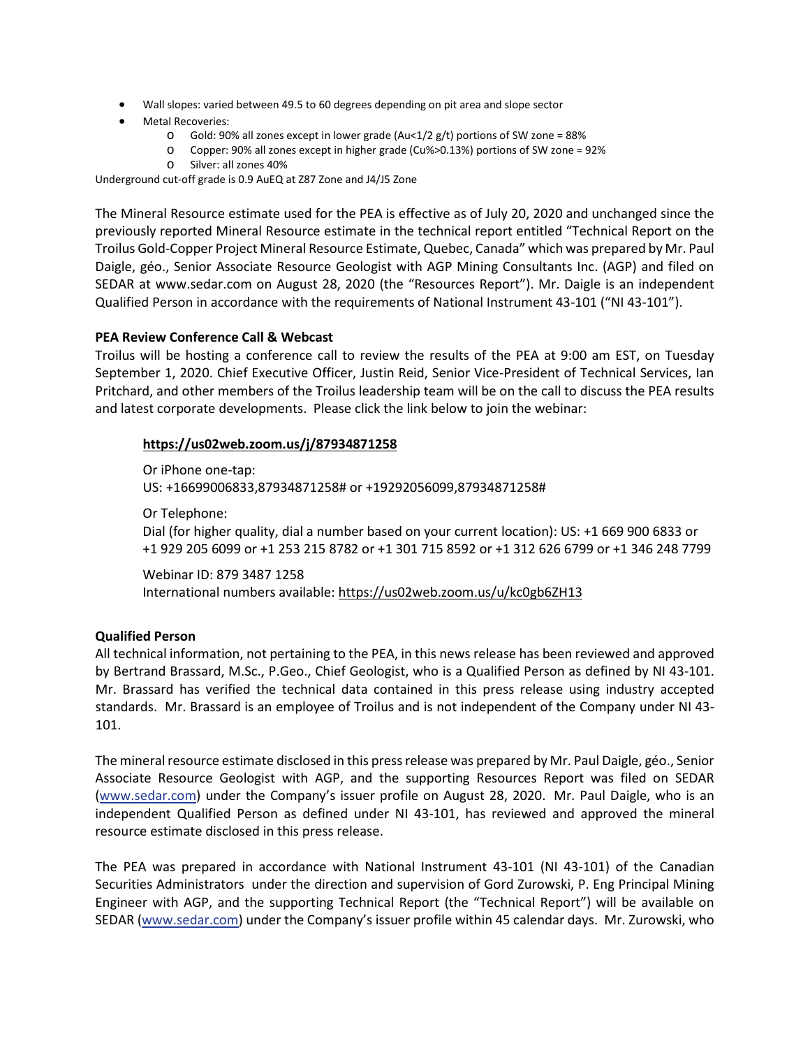- Wall slopes: varied between 49.5 to 60 degrees depending on pit area and slope sector
- Metal Recoveries:
  - Gold: 90% all zones except in lower grade (Au<1/2 g/t) portions of SW zone = 88%
  - Copper: 90% all zones except in higher grade (Cu%>0.13%) portions of SW zone = 92%
  - Silver: all zones 40%

Underground cut-off grade is 0.9 AuEQ at Z87 Zone and J4/J5 Zone

The Mineral Resource estimate used for the PEA is effective as of July 20, 2020 and unchanged since the previously reported Mineral Resource estimate in the technical report entitled "Technical Report on the Troilus Gold-Copper Project Mineral Resource Estimate, Quebec, Canada" which was prepared by Mr. Paul Daigle, géo., Senior Associate Resource Geologist with AGP Mining Consultants Inc. (AGP) and filed on SEDAR at www.sedar.com on August 28, 2020 (the "Resources Report"). Mr. Daigle is an independent Qualified Person in accordance with the requirements of National Instrument 43-101 ("NI 43-101").

**PEA Review Conference Call & Webcast**

Troilus will be hosting a conference call to review the results of the PEA at 9:00 am EST, on Tuesday September 1, 2020. Chief Executive Officer, Justin Reid, Senior Vice-President of Technical Services, Ian Pritchard, and other members of the Troilus leadership team will be on the call to discuss the PEA results and latest corporate developments. Please click the link below to join the webinar:

**https://us02web.zoom.us/j/87934871258**

Or iPhone one-tap:
US: +16699006833,87934871258# or +19292056099,87934871258#

Or Telephone:
Dial (for higher quality, dial a number based on your current location): US: +1 669 900 6833 or +1 929 205 6099 or +1 253 215 8782 or +1 301 715 8592 or +1 312 626 6799 or +1 346 248 7799

Webinar ID: 879 3487 1258
International numbers available: https://us02web.zoom.us/u/kc0gb6ZH13

**Qualified Person**

All technical information, not pertaining to the PEA, in this news release has been reviewed and approved by Bertrand Brassard, M.Sc., P.Geo., Chief Geologist, who is a Qualified Person as defined by NI 43-101. Mr. Brassard has verified the technical data contained in this press release using industry accepted standards. Mr. Brassard is an employee of Troilus and is not independent of the Company under NI 43-101.

The mineral resource estimate disclosed in this press release was prepared by Mr. Paul Daigle, géo., Senior Associate Resource Geologist with AGP, and the supporting Resources Report was filed on SEDAR (www.sedar.com) under the Company's issuer profile on August 28, 2020. Mr. Paul Daigle, who is an independent Qualified Person as defined under NI 43-101, has reviewed and approved the mineral resource estimate disclosed in this press release.

The PEA was prepared in accordance with National Instrument 43-101 (NI 43-101) of the Canadian Securities Administrators under the direction and supervision of Gord Zurowski, P. Eng Principal Mining Engineer with AGP, and the supporting Technical Report (the "Technical Report") will be available on SEDAR (www.sedar.com) under the Company's issuer profile within 45 calendar days. Mr. Zurowski, who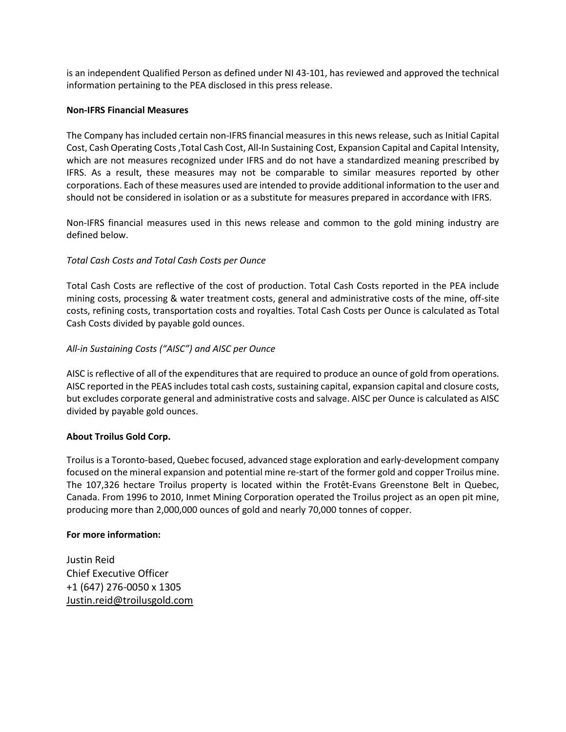is an independent Qualified Person as defined under NI 43-101, has reviewed and approved the technical information pertaining to the PEA disclosed in this press release.

**Non-IFRS Financial Measures**

The Company has included certain non-IFRS financial measures in this news release, such as Initial Capital Cost, Cash Operating Costs ,Total Cash Cost, All-In Sustaining Cost, Expansion Capital and Capital Intensity, which are not measures recognized under IFRS and do not have a standardized meaning prescribed by IFRS. As a result, these measures may not be comparable to similar measures reported by other corporations. Each of these measures used are intended to provide additional information to the user and should not be considered in isolation or as a substitute for measures prepared in accordance with IFRS.

Non-IFRS financial measures used in this news release and common to the gold mining industry are defined below.

*Total Cash Costs and Total Cash Costs per Ounce*

Total Cash Costs are reflective of the cost of production. Total Cash Costs reported in the PEA include mining costs, processing & water treatment costs, general and administrative costs of the mine, off-site costs, refining costs, transportation costs and royalties. Total Cash Costs per Ounce is calculated as Total Cash Costs divided by payable gold ounces.

*All-in Sustaining Costs ("AISC") and AISC per Ounce*

AISC is reflective of all of the expenditures that are required to produce an ounce of gold from operations. AISC reported in the PEAS includes total cash costs, sustaining capital, expansion capital and closure costs, but excludes corporate general and administrative costs and salvage. AISC per Ounce is calculated as AISC divided by payable gold ounces.

**About Troilus Gold Corp.**

Troilus is a Toronto-based, Quebec focused, advanced stage exploration and early-development company focused on the mineral expansion and potential mine re-start of the former gold and copper Troilus mine. The 107,326 hectare Troilus property is located within the Frotêt-Evans Greenstone Belt in Quebec, Canada. From 1996 to 2010, Inmet Mining Corporation operated the Troilus project as an open pit mine, producing more than 2,000,000 ounces of gold and nearly 70,000 tonnes of copper.

**For more information:**

Justin Reid
Chief Executive Officer
+1 (647) 276-0050 x 1305
Justin.reid@troilusgold.com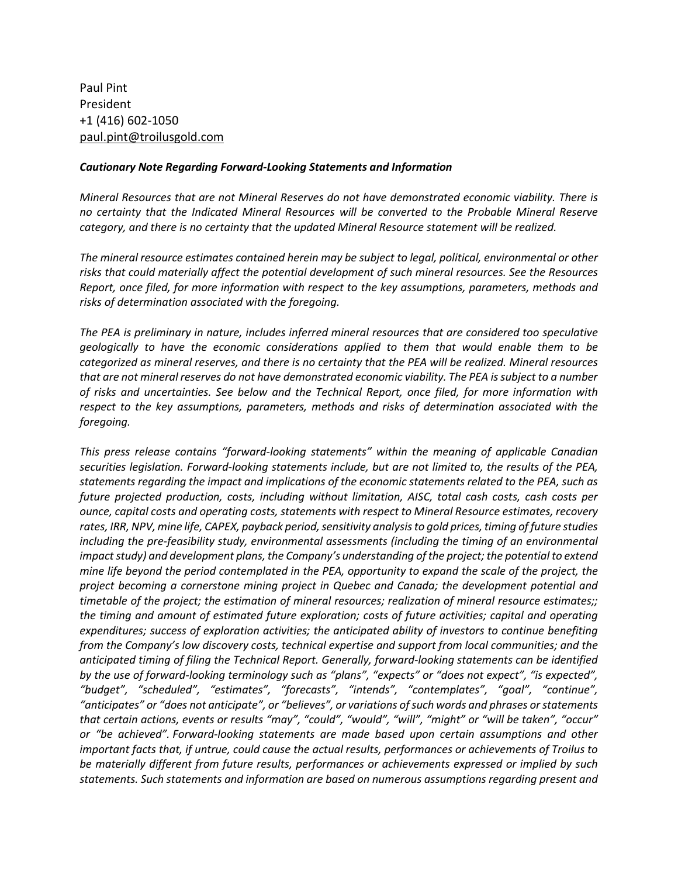Paul Pint
President
+1 (416) 602-1050
paul.pint@troilusgold.com

***Cautionary Note Regarding Forward-Looking Statements and Information***

*Mineral Resources that are not Mineral Reserves do not have demonstrated economic viability. There is no certainty that the Indicated Mineral Resources will be converted to the Probable Mineral Reserve category, and there is no certainty that the updated Mineral Resource statement will be realized.*

*The mineral resource estimates contained herein may be subject to legal, political, environmental or other risks that could materially affect the potential development of such mineral resources. See the Resources Report, once filed, for more information with respect to the key assumptions, parameters, methods and risks of determination associated with the foregoing.*

*The PEA is preliminary in nature, includes inferred mineral resources that are considered too speculative geologically to have the economic considerations applied to them that would enable them to be categorized as mineral reserves, and there is no certainty that the PEA will be realized. Mineral resources that are not mineral reserves do not have demonstrated economic viability. The PEA is subject to a number of risks and uncertainties. See below and the Technical Report, once filed, for more information with respect to the key assumptions, parameters, methods and risks of determination associated with the foregoing.*

*This press release contains "forward-looking statements" within the meaning of applicable Canadian securities legislation. Forward-looking statements include, but are not limited to, the results of the PEA, statements regarding the impact and implications of the economic statements related to the PEA, such as future projected production, costs, including without limitation, AISC, total cash costs, cash costs per ounce, capital costs and operating costs, statements with respect to Mineral Resource estimates, recovery rates, IRR, NPV, mine life, CAPEX, payback period, sensitivity analysis to gold prices, timing of future studies including the pre-feasibility study, environmental assessments (including the timing of an environmental impact study) and development plans, the Company's understanding of the project; the potential to extend mine life beyond the period contemplated in the PEA, opportunity to expand the scale of the project, the project becoming a cornerstone mining project in Quebec and Canada; the development potential and timetable of the project; the estimation of mineral resources; realization of mineral resource estimates;; the timing and amount of estimated future exploration; costs of future activities; capital and operating expenditures; success of exploration activities; the anticipated ability of investors to continue benefiting from the Company's low discovery costs, technical expertise and support from local communities; and the anticipated timing of filing the Technical Report. Generally, forward-looking statements can be identified by the use of forward-looking terminology such as "plans", "expects" or "does not expect", "is expected", "budget", "scheduled", "estimates", "forecasts", "intends", "contemplates", "goal", "continue", "anticipates" or "does not anticipate", or "believes", or variations of such words and phrases or statements that certain actions, events or results "may", "could", "would", "will", "might" or "will be taken", "occur" or "be achieved". Forward-looking statements are made based upon certain assumptions and other important facts that, if untrue, could cause the actual results, performances or achievements of Troilus to be materially different from future results, performances or achievements expressed or implied by such statements. Such statements and information are based on numerous assumptions regarding present and*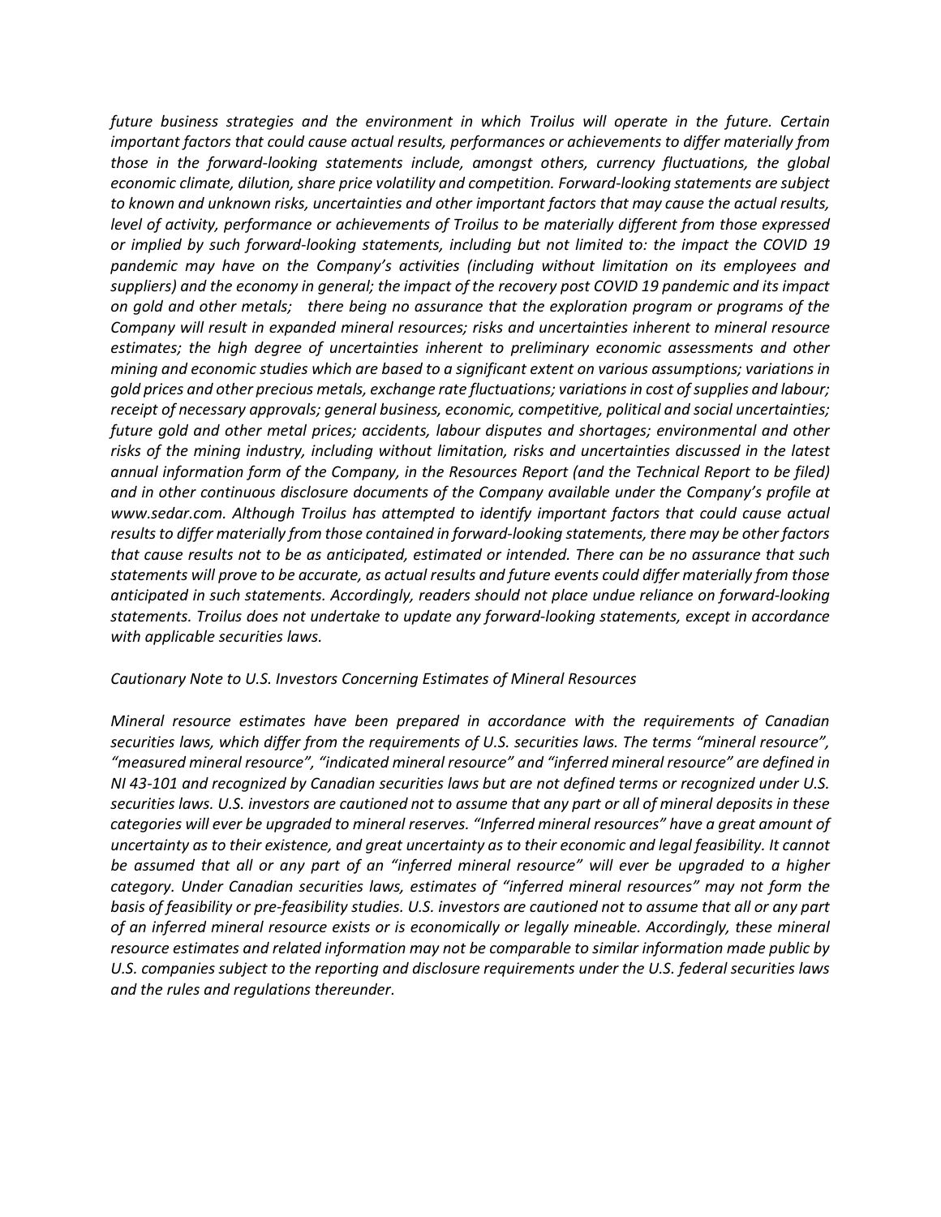*future business strategies and the environment in which Troilus will operate in the future. Certain important factors that could cause actual results, performances or achievements to differ materially from those in the forward-looking statements include, amongst others, currency fluctuations, the global economic climate, dilution, share price volatility and competition. Forward-looking statements are subject to known and unknown risks, uncertainties and other important factors that may cause the actual results, level of activity, performance or achievements of Troilus to be materially different from those expressed or implied by such forward-looking statements, including but not limited to: the impact the COVID 19 pandemic may have on the Company's activities (including without limitation on its employees and suppliers) and the economy in general; the impact of the recovery post COVID 19 pandemic and its impact on gold and other metals; there being no assurance that the exploration program or programs of the Company will result in expanded mineral resources; risks and uncertainties inherent to mineral resource estimates; the high degree of uncertainties inherent to preliminary economic assessments and other mining and economic studies which are based to a significant extent on various assumptions; variations in gold prices and other precious metals, exchange rate fluctuations; variations in cost of supplies and labour; receipt of necessary approvals; general business, economic, competitive, political and social uncertainties; future gold and other metal prices; accidents, labour disputes and shortages; environmental and other risks of the mining industry, including without limitation, risks and uncertainties discussed in the latest annual information form of the Company, in the Resources Report (and the Technical Report to be filed) and in other continuous disclosure documents of the Company available under the Company's profile at www.sedar.com. Although Troilus has attempted to identify important factors that could cause actual results to differ materially from those contained in forward-looking statements, there may be other factors that cause results not to be as anticipated, estimated or intended. There can be no assurance that such statements will prove to be accurate, as actual results and future events could differ materially from those anticipated in such statements. Accordingly, readers should not place undue reliance on forward-looking statements. Troilus does not undertake to update any forward-looking statements, except in accordance with applicable securities laws.*

*Cautionary Note to U.S. Investors Concerning Estimates of Mineral Resources*

*Mineral resource estimates have been prepared in accordance with the requirements of Canadian securities laws, which differ from the requirements of U.S. securities laws. The terms "mineral resource", "measured mineral resource", "indicated mineral resource" and "inferred mineral resource" are defined in NI 43-101 and recognized by Canadian securities laws but are not defined terms or recognized under U.S. securities laws. U.S. investors are cautioned not to assume that any part or all of mineral deposits in these categories will ever be upgraded to mineral reserves. "Inferred mineral resources" have a great amount of uncertainty as to their existence, and great uncertainty as to their economic and legal feasibility. It cannot be assumed that all or any part of an "inferred mineral resource" will ever be upgraded to a higher category. Under Canadian securities laws, estimates of "inferred mineral resources" may not form the basis of feasibility or pre-feasibility studies. U.S. investors are cautioned not to assume that all or any part of an inferred mineral resource exists or is economically or legally mineable. Accordingly, these mineral resource estimates and related information may not be comparable to similar information made public by U.S. companies subject to the reporting and disclosure requirements under the U.S. federal securities laws and the rules and regulations thereunder.*